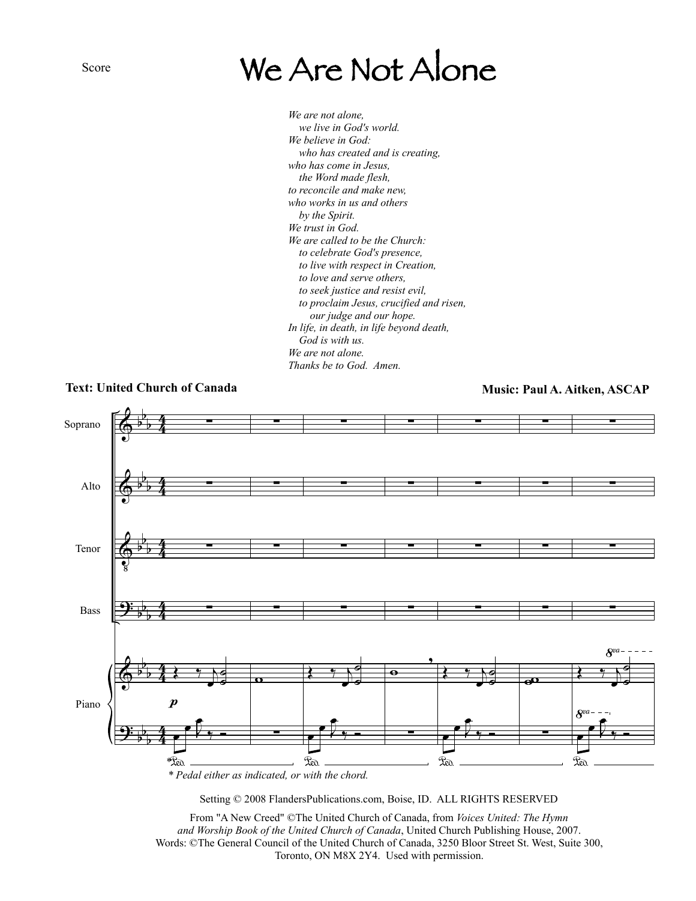Score

# We Are Not Alone

*We are not alone,*
*we live in God's world.*
*We believe in God:*
*who has created and is creating,*
*who has come in Jesus,*
*the Word made flesh,*
*to reconcile and make new,*
*who works in us and others*
*by the Spirit.*
*We trust in God.*
*We are called to be the Church:*
*to celebrate God's presence,*
*to live with respect in Creation,*
*to love and serve others,*
*to seek justice and resist evil,*
*to proclaim Jesus, crucified and risen,*
*our judge and our hope.*
*In life, in death, in life beyond death,*
*God is with us.*
*We are not alone.*
*Thanks be to God. Amen.*

**Text: United Church of Canada** **Music: Paul A. Aitken, ASCAP**

Soprano

Alto

Tenor

Bass

Piano

*\* Pedal either as indicated, or with the chord.*

Setting © 2008 FlandersPublications.com, Boise, ID. ALL RIGHTS RESERVED

From "A New Creed" ©The United Church of Canada, from *Voices United: The Hymn and Worship Book of the United Church of Canada*, United Church Publishing House, 2007. Words: ©The General Council of the United Church of Canada, 3250 Bloor Street St. West, Suite 300, Toronto, ON M8X 2Y4. Used with permission.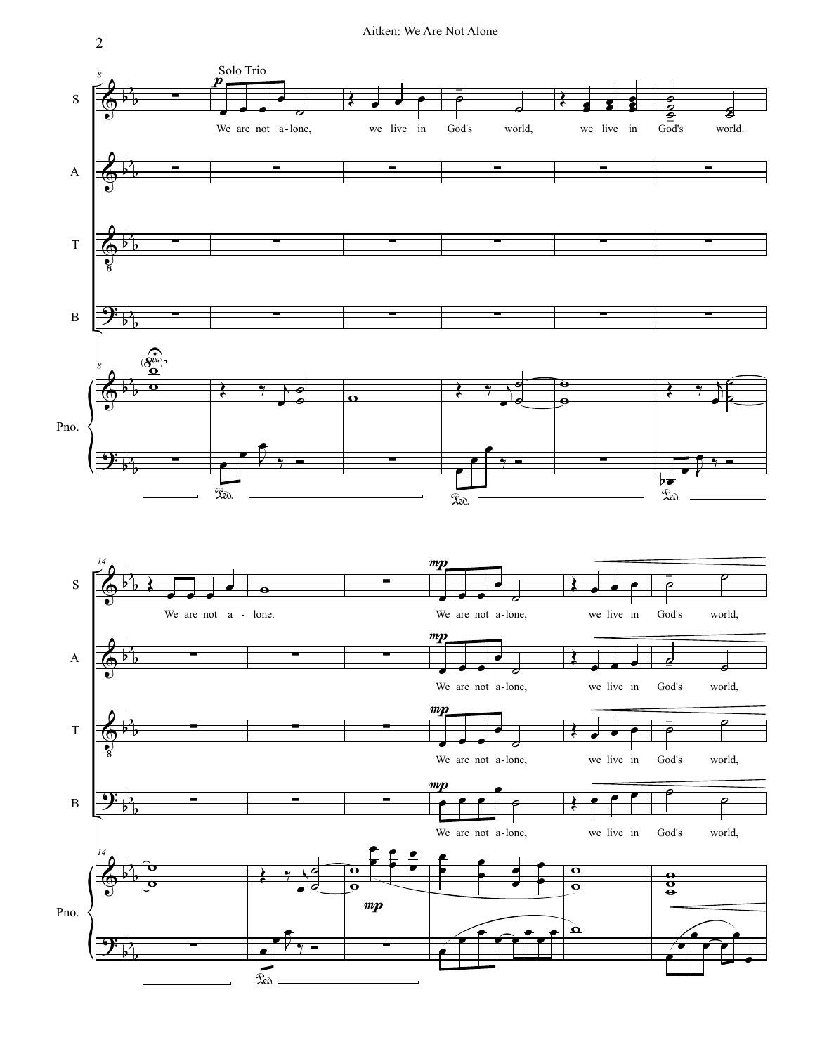Solo Trio

We are not a-lone, we live in God's world, we live in God's world.

We are not a - lone.

We are not a-lone, we live in God's world,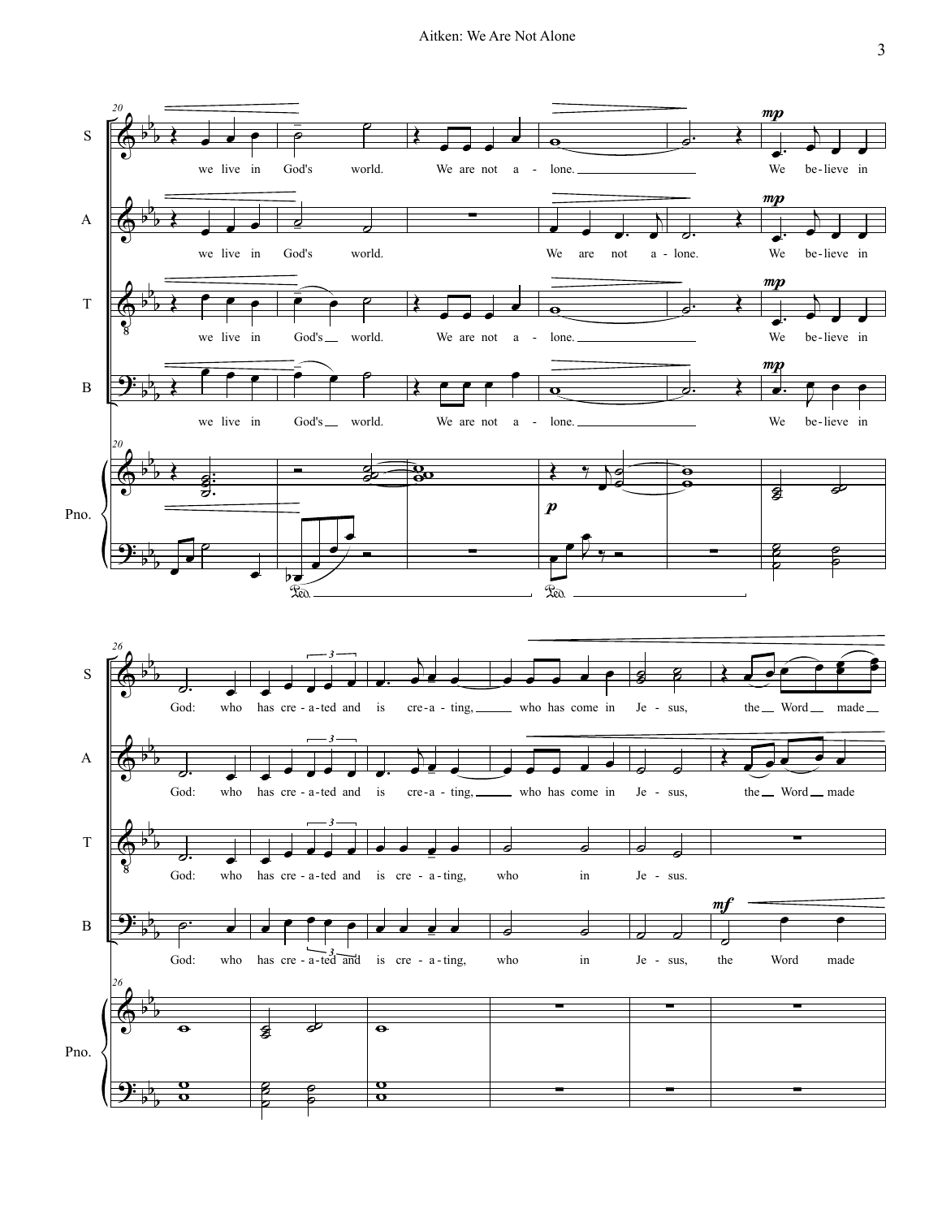S: we live in God's world. We are not a - lone. We be - lieve in God: who has cre - a - ted and is cre - a - ting, who has come in Je - sus, the Word made

A: we live in God's world. We are not a - lone. We be - lieve in God: who has cre - a - ted and is cre - a - ting, who has come in Je - sus, the Word made

T: we live in God's world. We are not a - lone. We be - lieve in God: who has cre - a - ted and is cre - a - ting, who in Je - sus.

B: we live in God's world. We are not a - lone. We be - lieve in God: who has cre - a - ted and is cre - a - ting, who in Je - sus, the Word made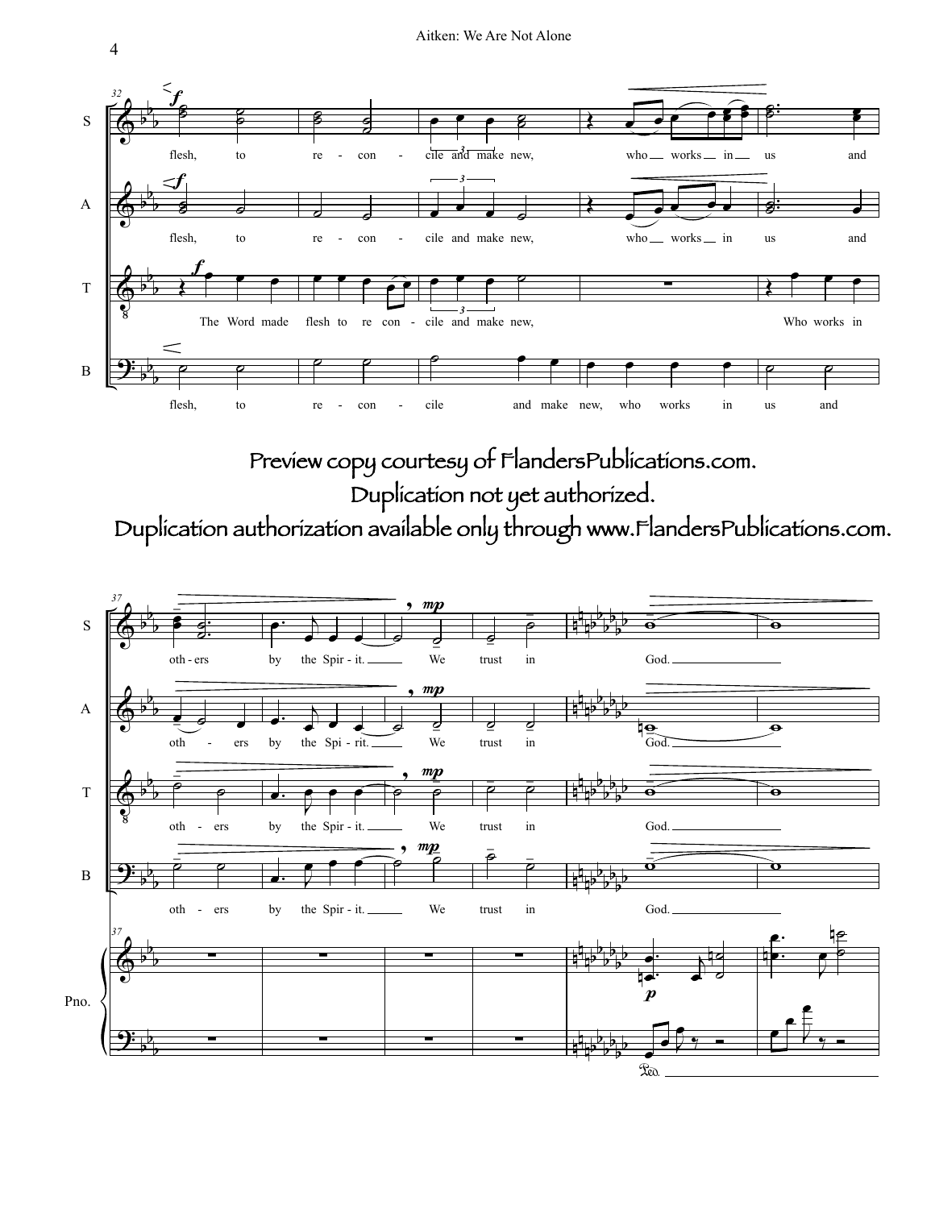Preview copy courtesy of FlandersPublications.com.
Duplication not yet authorized.
Duplication authorization available only through www.FlandersPublications.com.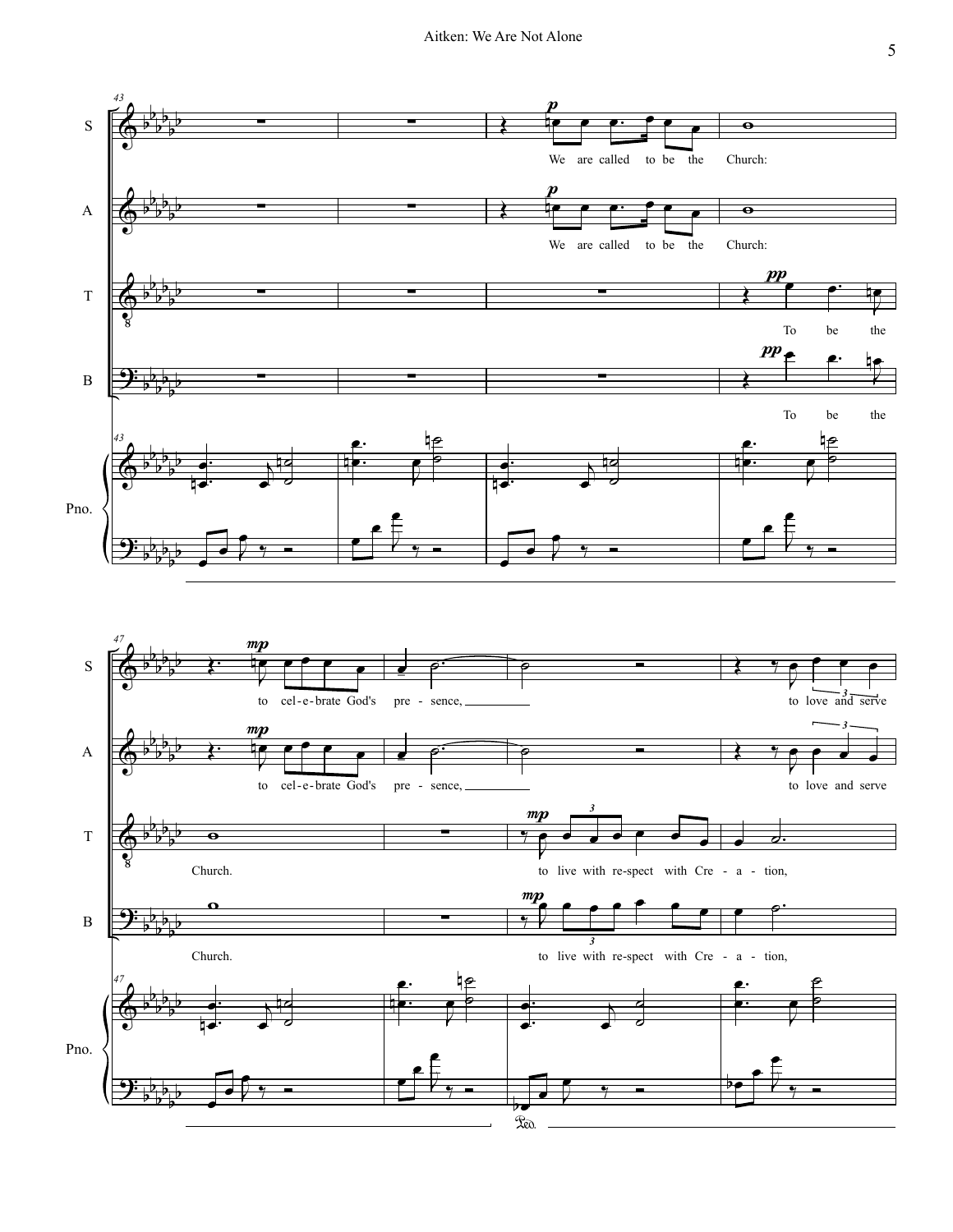S: We are called to be the Church: to cel-e-brate God's pre - sence, to love and serve

A: We are called to be the Church: to cel-e-brate God's pre - sence, to love and serve

T: To be the Church. to live with re-spect with Cre - a - tion,

B: To be the Church. to live with re-spect with Cre - a - tion,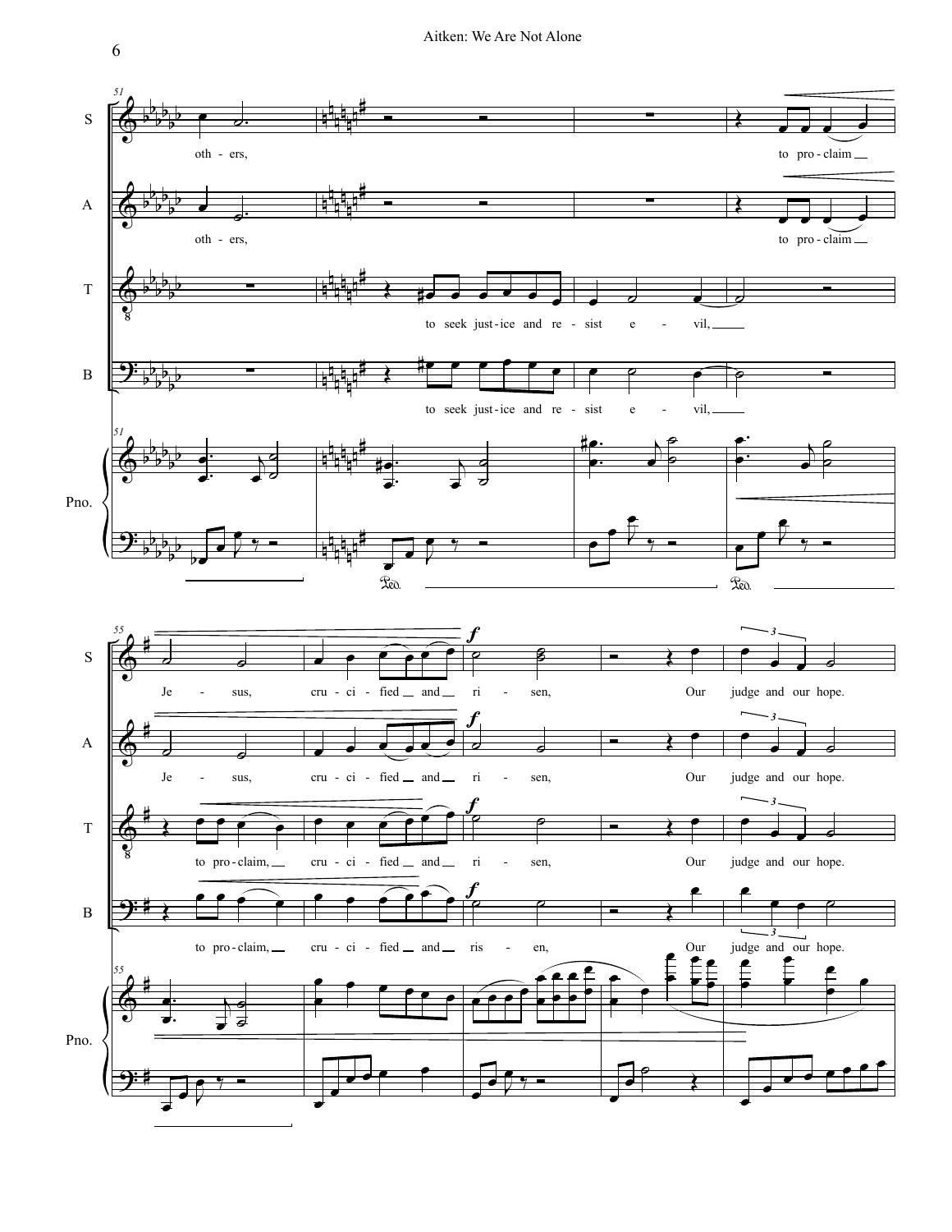S: oth - ers, to pro - claim Je - sus, cru - ci - fied and ri - sen, Our judge and our hope.

A: oth - ers, to pro - claim Je - sus, cru - ci - fied and ri - sen, Our judge and our hope.

T: to seek just - ice and re - sist e - vil, to pro - claim, cru - ci - fied and ri - sen, Our judge and our hope.

B: to seek just - ice and re - sist e - vil, to pro - claim, cru - ci - fied and ris - en, Our judge and our hope.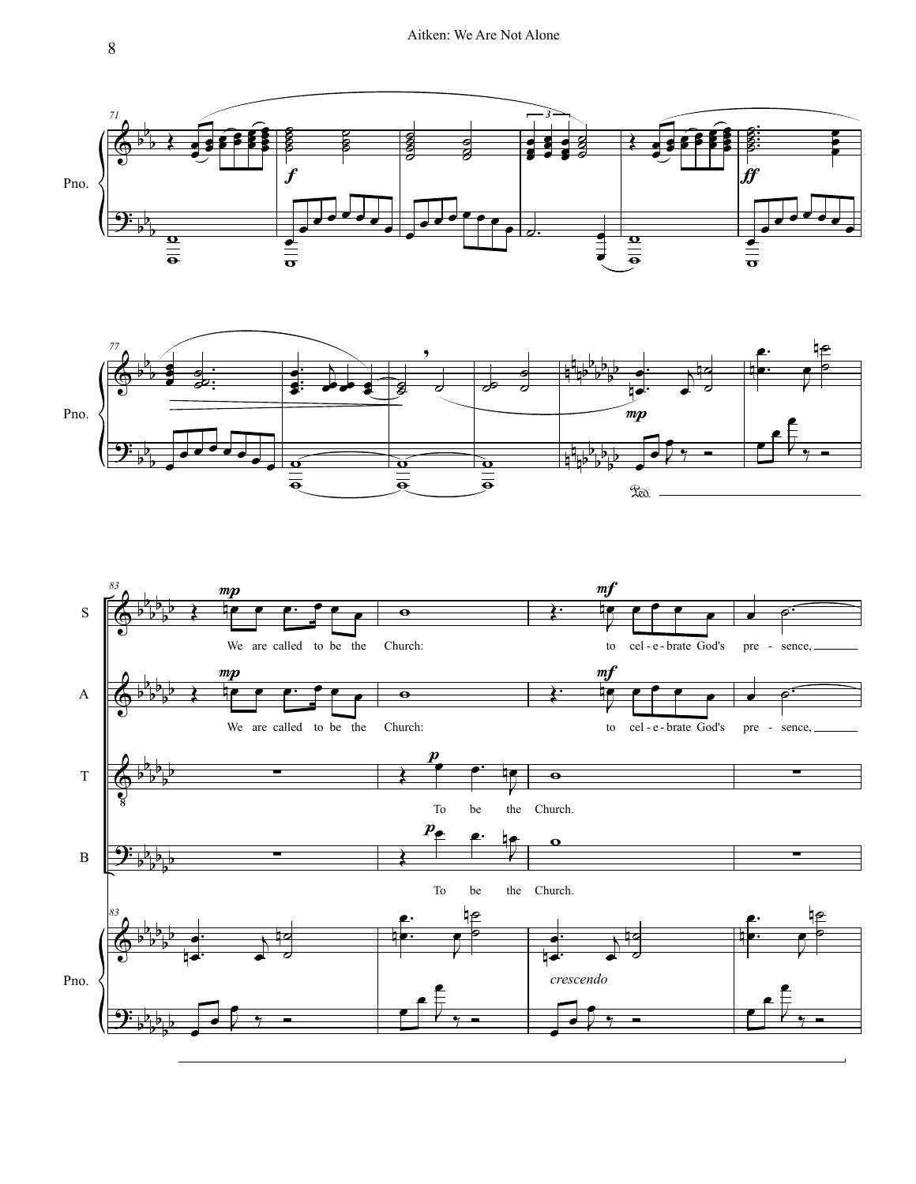Pno.

Pno.

S

We are called to be the Church: to cel - e - brate God's pre - sence,

A

We are called to be the Church: to cel - e - brate God's pre - sence,

T

To be the Church.

B

To be the Church.

Pno.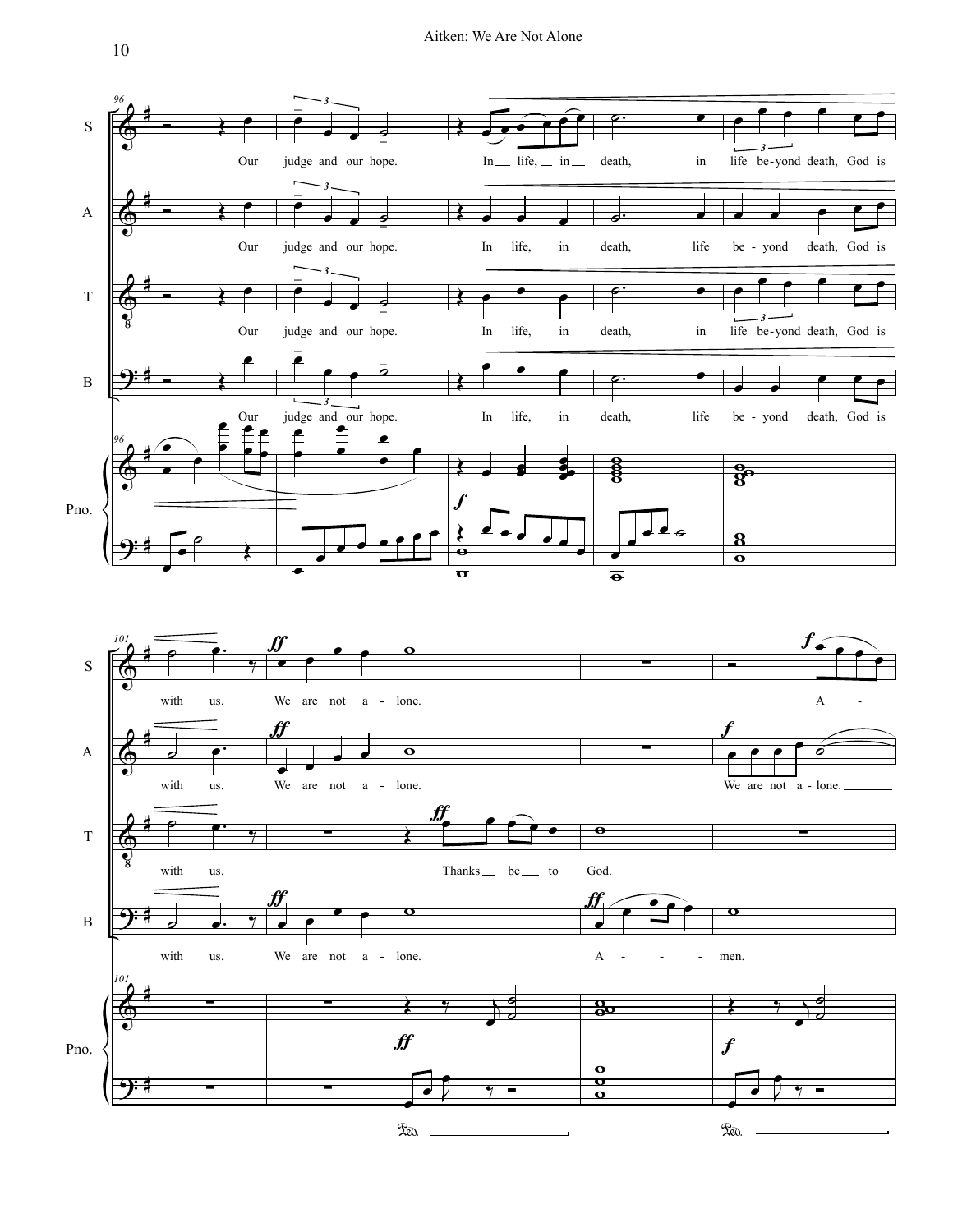**S:** Our judge and our hope. In life, in death, in life be-yond death, God is with us. We are not a - lone. A -

**A:** Our judge and our hope. In life, in death, life be - yond death, God is with us. We are not a - lone. We are not a - lone.

**T:** Our judge and our hope. In life, in death, in life be-yond death, God is with us. Thanks be to God.

**B:** Our judge and our hope. In life, in death, life be - yond death, God is with us. We are not a - lone. A - - - men.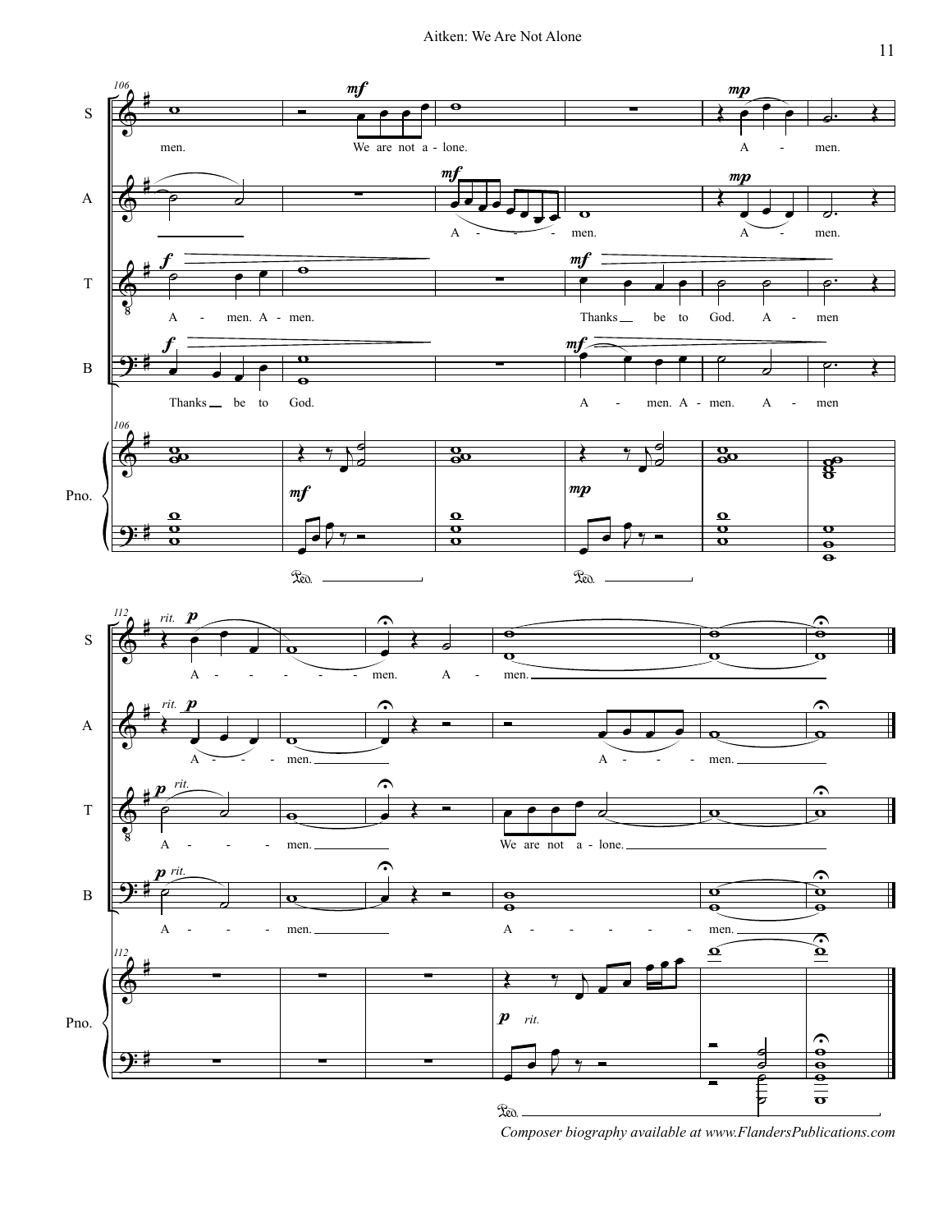*Composer biography available at www.FlandersPublications.com*